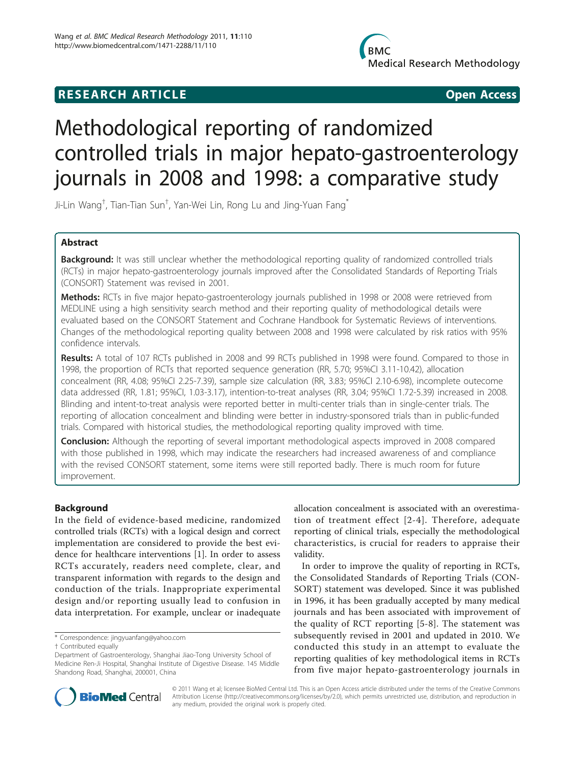**RESEARCH ARTICLE** **Open Access**

# Methodological reporting of randomized controlled trials in major hepato-gastroenterology journals in 2008 and 1998: a comparative study

Ji-Lin Wang[†], Tian-Tian Sun[†], Yan-Wei Lin, Rong Lu and Jing-Yuan Fang[*]

## Abstract

**Background:** It was still unclear whether the methodological reporting quality of randomized controlled trials (RCTs) in major hepato-gastroenterology journals improved after the Consolidated Standards of Reporting Trials (CONSORT) Statement was revised in 2001.

**Methods:** RCTs in five major hepato-gastroenterology journals published in 1998 or 2008 were retrieved from MEDLINE using a high sensitivity search method and their reporting quality of methodological details were evaluated based on the CONSORT Statement and Cochrane Handbook for Systematic Reviews of interventions. Changes of the methodological reporting quality between 2008 and 1998 were calculated by risk ratios with 95% confidence intervals.

**Results:** A total of 107 RCTs published in 2008 and 99 RCTs published in 1998 were found. Compared to those in 1998, the proportion of RCTs that reported sequence generation (RR, 5.70; 95%CI 3.11-10.42), allocation concealment (RR, 4.08; 95%CI 2.25-7.39), sample size calculation (RR, 3.83; 95%CI 2.10-6.98), incomplete outecome data addressed (RR, 1.81; 95%CI, 1.03-3.17), intention-to-treat analyses (RR, 3.04; 95%CI 1.72-5.39) increased in 2008. Blinding and intent-to-treat analysis were reported better in multi-center trials than in single-center trials. The reporting of allocation concealment and blinding were better in industry-sponsored trials than in public-funded trials. Compared with historical studies, the methodological reporting quality improved with time.

**Conclusion:** Although the reporting of several important methodological aspects improved in 2008 compared with those published in 1998, which may indicate the researchers had increased awareness of and compliance with the revised CONSORT statement, some items were still reported badly. There is much room for future improvement.

## Background

In the field of evidence-based medicine, randomized controlled trials (RCTs) with a logical design and correct implementation are considered to provide the best evidence for healthcare interventions [1]. In order to assess RCTs accurately, readers need complete, clear, and transparent information with regards to the design and conduction of the trials. Inappropriate experimental design and/or reporting usually lead to confusion in data interpretation. For example, unclear or inadequate allocation concealment is associated with an overestimation of treatment effect [2-4]. Therefore, adequate reporting of clinical trials, especially the methodological characteristics, is crucial for readers to appraise their validity.

In order to improve the quality of reporting in RCTs, the Consolidated Standards of Reporting Trials (CONSORT) statement was developed. Since it was published in 1996, it has been gradually accepted by many medical journals and has been associated with improvement of the quality of RCT reporting [5-8]. The statement was subsequently revised in 2001 and updated in 2010. We conducted this study in an attempt to evaluate the reporting qualities of key methodological items in RCTs from five major hepato-gastroenterology journals in

\* Correspondence: jingyuanfang@yahoo.com
† Contributed equally
Department of Gastroenterology, Shanghai Jiao-Tong University School of Medicine Ren-Ji Hospital, Shanghai Institute of Digestive Disease. 145 Middle Shandong Road, Shanghai, 200001, China

© 2011 Wang et al; licensee BioMed Central Ltd. This is an Open Access article distributed under the terms of the Creative Commons Attribution License (http://creativecommons.org/licenses/by/2.0), which permits unrestricted use, distribution, and reproduction in any medium, provided the original work is properly cited.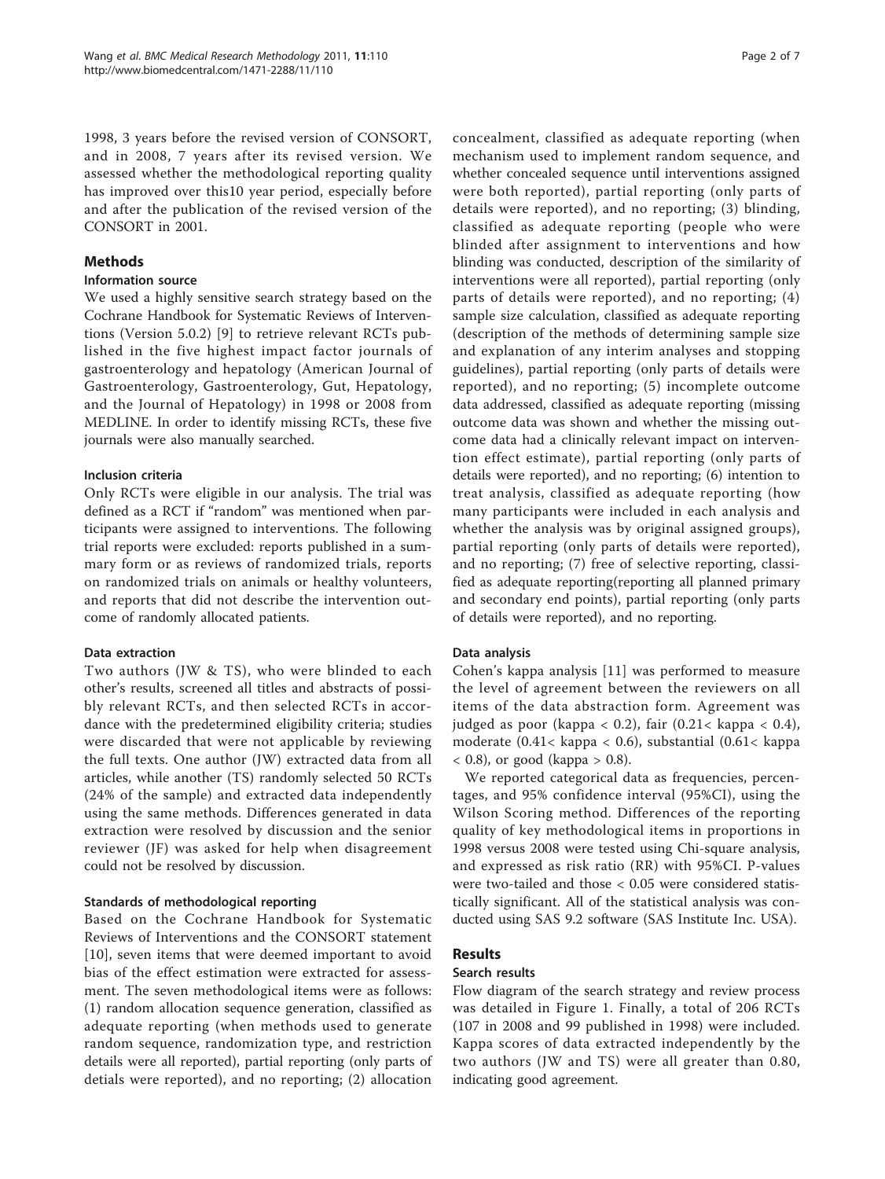1998, 3 years before the revised version of CONSORT, and in 2008, 7 years after its revised version. We assessed whether the methodological reporting quality has improved over this10 year period, especially before and after the publication of the revised version of the CONSORT in 2001.

## Methods

### Information source

We used a highly sensitive search strategy based on the Cochrane Handbook for Systematic Reviews of Interventions (Version 5.0.2) [9] to retrieve relevant RCTs published in the five highest impact factor journals of gastroenterology and hepatology (American Journal of Gastroenterology, Gastroenterology, Gut, Hepatology, and the Journal of Hepatology) in 1998 or 2008 from MEDLINE. In order to identify missing RCTs, these five journals were also manually searched.

### Inclusion criteria

Only RCTs were eligible in our analysis. The trial was defined as a RCT if "random" was mentioned when participants were assigned to interventions. The following trial reports were excluded: reports published in a summary form or as reviews of randomized trials, reports on randomized trials on animals or healthy volunteers, and reports that did not describe the intervention outcome of randomly allocated patients.

### Data extraction

Two authors (JW & TS), who were blinded to each other's results, screened all titles and abstracts of possibly relevant RCTs, and then selected RCTs in accordance with the predetermined eligibility criteria; studies were discarded that were not applicable by reviewing the full texts. One author (JW) extracted data from all articles, while another (TS) randomly selected 50 RCTs (24% of the sample) and extracted data independently using the same methods. Differences generated in data extraction were resolved by discussion and the senior reviewer (JF) was asked for help when disagreement could not be resolved by discussion.

### Standards of methodological reporting

Based on the Cochrane Handbook for Systematic Reviews of Interventions and the CONSORT statement [10], seven items that were deemed important to avoid bias of the effect estimation were extracted for assessment. The seven methodological items were as follows: (1) random allocation sequence generation, classified as adequate reporting (when methods used to generate random sequence, randomization type, and restriction details were all reported), partial reporting (only parts of detials were reported), and no reporting; (2) allocation concealment, classified as adequate reporting (when mechanism used to implement random sequence, and whether concealed sequence until interventions assigned were both reported), partial reporting (only parts of details were reported), and no reporting; (3) blinding, classified as adequate reporting (people who were blinded after assignment to interventions and how blinding was conducted, description of the similarity of interventions were all reported), partial reporting (only parts of details were reported), and no reporting; (4) sample size calculation, classified as adequate reporting (description of the methods of determining sample size and explanation of any interim analyses and stopping guidelines), partial reporting (only parts of details were reported), and no reporting; (5) incomplete outcome data addressed, classified as adequate reporting (missing outcome data was shown and whether the missing outcome data had a clinically relevant impact on intervention effect estimate), partial reporting (only parts of details were reported), and no reporting; (6) intention to treat analysis, classified as adequate reporting (how many participants were included in each analysis and whether the analysis was by original assigned groups), partial reporting (only parts of details were reported), and no reporting; (7) free of selective reporting, classified as adequate reporting(reporting all planned primary and secondary end points), partial reporting (only parts of details were reported), and no reporting.

### Data analysis

Cohen's kappa analysis [11] was performed to measure the level of agreement between the reviewers on all items of the data abstraction form. Agreement was judged as poor (kappa < 0.2), fair (0.21< kappa < 0.4), moderate (0.41< kappa < 0.6), substantial (0.61< kappa < 0.8), or good (kappa > 0.8).

We reported categorical data as frequencies, percentages, and 95% confidence interval (95%CI), using the Wilson Scoring method. Differences of the reporting quality of key methodological items in proportions in 1998 versus 2008 were tested using Chi-square analysis, and expressed as risk ratio (RR) with 95%CI. P-values were two-tailed and those < 0.05 were considered statistically significant. All of the statistical analysis was conducted using SAS 9.2 software (SAS Institute Inc. USA).

## Results

### Search results

Flow diagram of the search strategy and review process was detailed in Figure 1. Finally, a total of 206 RCTs (107 in 2008 and 99 published in 1998) were included. Kappa scores of data extracted independently by the two authors (JW and TS) were all greater than 0.80, indicating good agreement.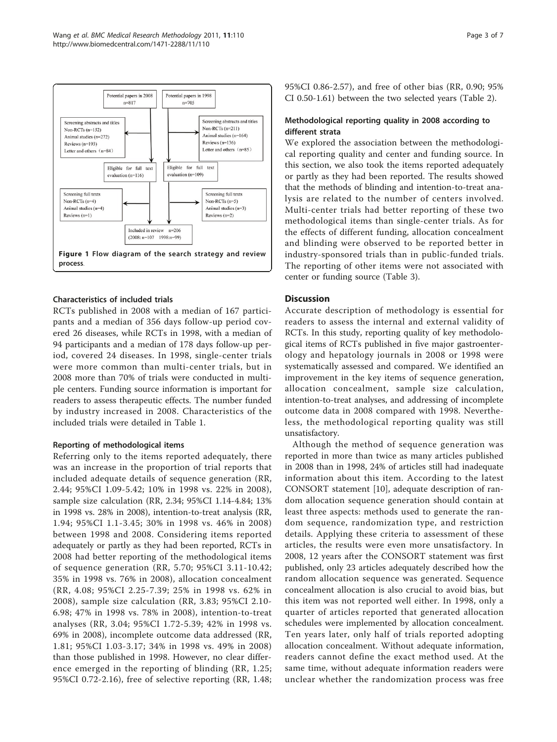Figure 1 Flow diagram of the search strategy and review process.

### Characteristics of included trials

RCTs published in 2008 with a median of 167 participants and a median of 356 days follow-up period covered 26 diseases, while RCTs in 1998, with a median of 94 participants and a median of 178 days follow-up period, covered 24 diseases. In 1998, single-center trials were more common than multi-center trials, but in 2008 more than 70% of trials were conducted in multiple centers. Funding source information is important for readers to assess therapeutic effects. The number funded by industry increased in 2008. Characteristics of the included trials were detailed in Table 1.

### Reporting of methodological items

Referring only to the items reported adequately, there was an increase in the proportion of trial reports that included adequate details of sequence generation (RR, 2.44; 95%CI 1.09-5.42; 10% in 1998 vs. 22% in 2008), sample size calculation (RR, 2.34; 95%CI 1.14-4.84; 13% in 1998 vs. 28% in 2008), intention-to-treat analysis (RR, 1.94; 95%CI 1.1-3.45; 30% in 1998 vs. 46% in 2008) between 1998 and 2008. Considering items reported adequately or partly as they had been reported, RCTs in 2008 had better reporting of the methodological items of sequence generation (RR, 5.70; 95%CI 3.11-10.42; 35% in 1998 vs. 76% in 2008), allocation concealment (RR, 4.08; 95%CI 2.25-7.39; 25% in 1998 vs. 62% in 2008), sample size calculation (RR, 3.83; 95%CI 2.10-6.98; 47% in 1998 vs. 78% in 2008), intention-to-treat analyses (RR, 3.04; 95%CI 1.72-5.39; 42% in 1998 vs. 69% in 2008), incomplete outcome data addressed (RR, 1.81; 95%CI 1.03-3.17; 34% in 1998 vs. 49% in 2008) than those published in 1998. However, no clear difference emerged in the reporting of blinding (RR, 1.25; 95%CI 0.72-2.16), free of selective reporting (RR, 1.48; 95%CI 0.86-2.57), and free of other bias (RR, 0.90; 95% CI 0.50-1.61) between the two selected years (Table 2).

### Methodological reporting quality in 2008 according to different strata

We explored the association between the methodological reporting quality and center and funding source. In this section, we also took the items reported adequately or partly as they had been reported. The results showed that the methods of blinding and intention-to-treat analysis are related to the number of centers involved. Multi-center trials had better reporting of these two methodological items than single-center trials. As for the effects of different funding, allocation concealment and blinding were observed to be reported better in industry-sponsored trials than in public-funded trials. The reporting of other items were not associated with center or funding source (Table 3).

## Discussion

Accurate description of methodology is essential for readers to assess the internal and external validity of RCTs. In this study, reporting quality of key methodological items of RCTs published in five major gastroenterology and hepatology journals in 2008 or 1998 were systematically assessed and compared. We identified an improvement in the key items of sequence generation, allocation concealment, sample size calculation, intention-to-treat analyses, and addressing of incomplete outcome data in 2008 compared with 1998. Nevertheless, the methodological reporting quality was still unsatisfactory.

Although the method of sequence generation was reported in more than twice as many articles published in 2008 than in 1998, 24% of articles still had inadequate information about this item. According to the latest CONSORT statement [10], adequate description of random allocation sequence generation should contain at least three aspects: methods used to generate the random sequence, randomization type, and restriction details. Applying these criteria to assessment of these articles, the results were even more unsatisfactory. In 2008, 12 years after the CONSORT statement was first published, only 23 articles adequately described how the random allocation sequence was generated. Sequence concealment allocation is also crucial to avoid bias, but this item was not reported well either. In 1998, only a quarter of articles reported that generated allocation schedules were implemented by allocation concealment. Ten years later, only half of trials reported adopting allocation concealment. Without adequate information, readers cannot define the exact method used. At the same time, without adequate information readers were unclear whether the randomization process was free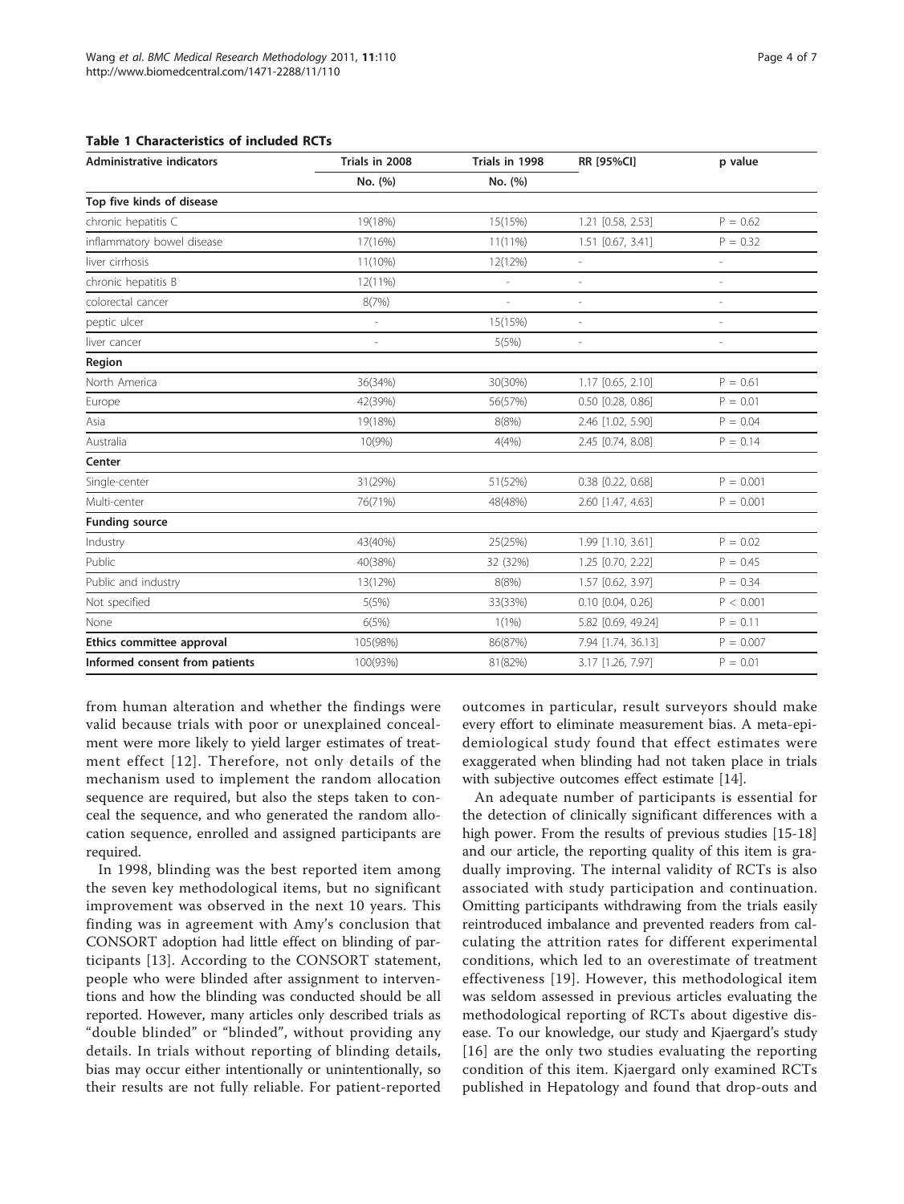**Table 1 Characteristics of included RCTs**

| Administrative indicators | Trials in 2008 | Trials in 1998 | RR [95%CI] | p value |
|---|---|---|---|---|
| | No. (%) | No. (%) | | |
| **Top five kinds of disease** | | | | |
| chronic hepatitis C | 19(18%) | 15(15%) | 1.21 [0.58, 2.53] | P = 0.62 |
| inflammatory bowel disease | 17(16%) | 11(11%) | 1.51 [0.67, 3.41] | P = 0.32 |
| liver cirrhosis | 11(10%) | 12(12%) | - | - |
| chronic hepatitis B | 12(11%) | - | - | - |
| colorectal cancer | 8(7%) | - | - | - |
| peptic ulcer | - | 15(15%) | - | - |
| liver cancer | - | 5(5%) | - | - |
| **Region** | | | | |
| North America | 36(34%) | 30(30%) | 1.17 [0.65, 2.10] | P = 0.61 |
| Europe | 42(39%) | 56(57%) | 0.50 [0.28, 0.86] | P = 0.01 |
| Asia | 19(18%) | 8(8%) | 2.46 [1.02, 5.90] | P = 0.04 |
| Australia | 10(9%) | 4(4%) | 2.45 [0.74, 8.08] | P = 0.14 |
| **Center** | | | | |
| Single-center | 31(29%) | 51(52%) | 0.38 [0.22, 0.68] | P = 0.001 |
| Multi-center | 76(71%) | 48(48%) | 2.60 [1.47, 4.63] | P = 0.001 |
| **Funding source** | | | | |
| Industry | 43(40%) | 25(25%) | 1.99 [1.10, 3.61] | P = 0.02 |
| Public | 40(38%) | 32 (32%) | 1.25 [0.70, 2.22] | P = 0.45 |
| Public and industry | 13(12%) | 8(8%) | 1.57 [0.62, 3.97] | P = 0.34 |
| Not specified | 5(5%) | 33(33%) | 0.10 [0.04, 0.26] | P < 0.001 |
| None | 6(5%) | 1(1%) | 5.82 [0.69, 49.24] | P = 0.11 |
| **Ethics committee approval** | 105(98%) | 86(87%) | 7.94 [1.74, 36.13] | P = 0.007 |
| **Informed consent from patients** | 100(93%) | 81(82%) | 3.17 [1.26, 7.97] | P = 0.01 |

from human alteration and whether the findings were valid because trials with poor or unexplained concealment were more likely to yield larger estimates of treatment effect [12]. Therefore, not only details of the mechanism used to implement the random allocation sequence are required, but also the steps taken to conceal the sequence, and who generated the random allocation sequence, enrolled and assigned participants are required.

In 1998, blinding was the best reported item among the seven key methodological items, but no significant improvement was observed in the next 10 years. This finding was in agreement with Amy's conclusion that CONSORT adoption had little effect on blinding of participants [13]. According to the CONSORT statement, people who were blinded after assignment to interventions and how the blinding was conducted should be all reported. However, many articles only described trials as "double blinded" or "blinded", without providing any details. In trials without reporting of blinding details, bias may occur either intentionally or unintentionally, so their results are not fully reliable. For patient-reported outcomes in particular, result surveyors should make every effort to eliminate measurement bias. A meta-epidemiological study found that effect estimates were exaggerated when blinding had not taken place in trials with subjective outcomes effect estimate [14].

An adequate number of participants is essential for the detection of clinically significant differences with a high power. From the results of previous studies [15-18] and our article, the reporting quality of this item is gradually improving. The internal validity of RCTs is also associated with study participation and continuation. Omitting participants withdrawing from the trials easily reintroduced imbalance and prevented readers from calculating the attrition rates for different experimental conditions, which led to an overestimate of treatment effectiveness [19]. However, this methodological item was seldom assessed in previous articles evaluating the methodological reporting of RCTs about digestive disease. To our knowledge, our study and Kjaergard's study [16] are the only two studies evaluating the reporting condition of this item. Kjaergard only examined RCTs published in Hepatology and found that drop-outs and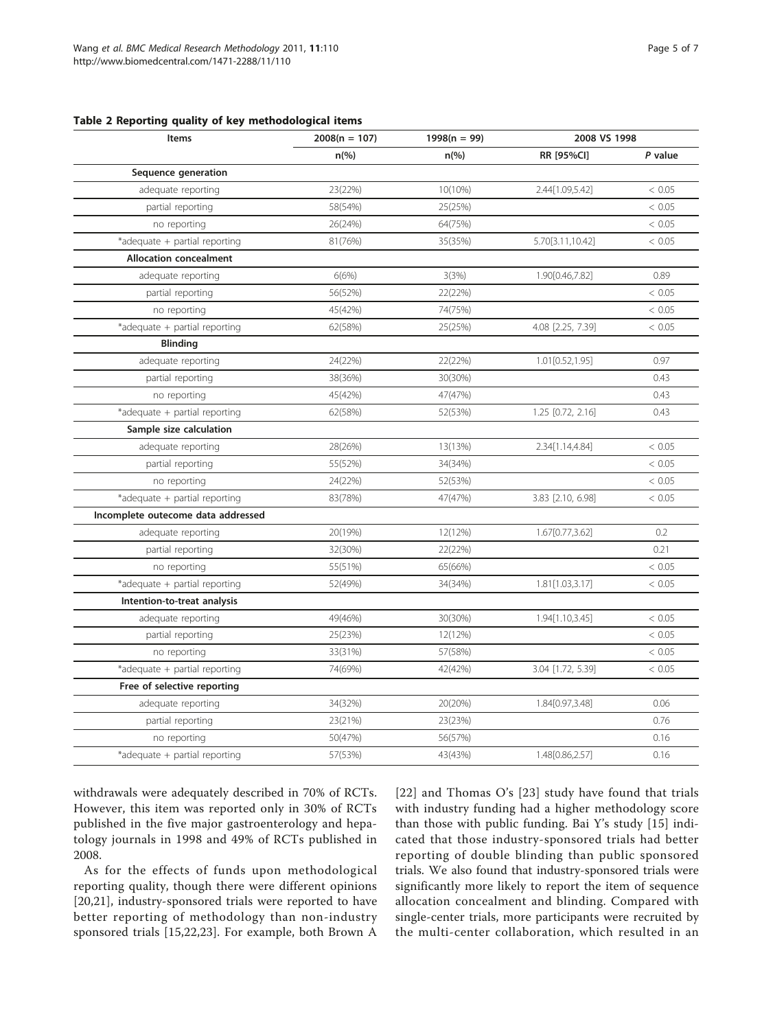**Table 2 Reporting quality of key methodological items**

| Items | 2008(n = 107) | 1998(n = 99) | 2008 VS 1998 | |
|---|---|---|---|---|
| | n(%) | n(%) | RR [95%CI] | *P* value |
| **Sequence generation** | | | | |
| adequate reporting | 23(22%) | 10(10%) | 2.44[1.09,5.42] | < 0.05 |
| partial reporting | 58(54%) | 25(25%) | | < 0.05 |
| no reporting | 26(24%) | 64(75%) | | < 0.05 |
| *adequate + partial reporting | 81(76%) | 35(35%) | 5.70[3.11,10.42] | < 0.05 |
| **Allocation concealment** | | | | |
| adequate reporting | 6(6%) | 3(3%) | 1.90[0.46,7.82] | 0.89 |
| partial reporting | 56(52%) | 22(22%) | | < 0.05 |
| no reporting | 45(42%) | 74(75%) | | < 0.05 |
| *adequate + partial reporting | 62(58%) | 25(25%) | 4.08 [2.25, 7.39] | < 0.05 |
| **Blinding** | | | | |
| adequate reporting | 24(22%) | 22(22%) | 1.01[0.52,1.95] | 0.97 |
| partial reporting | 38(36%) | 30(30%) | | 0.43 |
| no reporting | 45(42%) | 47(47%) | | 0.43 |
| *adequate + partial reporting | 62(58%) | 52(53%) | 1.25 [0.72, 2.16] | 0.43 |
| **Sample size calculation** | | | | |
| adequate reporting | 28(26%) | 13(13%) | 2.34[1.14,4.84] | < 0.05 |
| partial reporting | 55(52%) | 34(34%) | | < 0.05 |
| no reporting | 24(22%) | 52(53%) | | < 0.05 |
| *adequate + partial reporting | 83(78%) | 47(47%) | 3.83 [2.10, 6.98] | < 0.05 |
| **Incomplete outecome data addressed** | | | | |
| adequate reporting | 20(19%) | 12(12%) | 1.67[0.77,3.62] | 0.2 |
| partial reporting | 32(30%) | 22(22%) | | 0.21 |
| no reporting | 55(51%) | 65(66%) | | < 0.05 |
| *adequate + partial reporting | 52(49%) | 34(34%) | 1.81[1.03,3.17] | < 0.05 |
| **Intention-to-treat analysis** | | | | |
| adequate reporting | 49(46%) | 30(30%) | 1.94[1.10,3.45] | < 0.05 |
| partial reporting | 25(23%) | 12(12%) | | < 0.05 |
| no reporting | 33(31%) | 57(58%) | | < 0.05 |
| *adequate + partial reporting | 74(69%) | 42(42%) | 3.04 [1.72, 5.39] | < 0.05 |
| **Free of selective reporting** | | | | |
| adequate reporting | 34(32%) | 20(20%) | 1.84[0.97,3.48] | 0.06 |
| partial reporting | 23(21%) | 23(23%) | | 0.76 |
| no reporting | 50(47%) | 56(57%) | | 0.16 |
| *adequate + partial reporting | 57(53%) | 43(43%) | 1.48[0.86,2.57] | 0.16 |

withdrawals were adequately described in 70% of RCTs. However, this item was reported only in 30% of RCTs published in the five major gastroenterology and hepatology journals in 1998 and 49% of RCTs published in 2008.

As for the effects of funds upon methodological reporting quality, though there were different opinions [20,21], industry-sponsored trials were reported to have better reporting of methodology than non-industry sponsored trials [15,22,23]. For example, both Brown A [22] and Thomas O's [23] study have found that trials with industry funding had a higher methodology score than those with public funding. Bai Y's study [15] indicated that those industry-sponsored trials had better reporting of double blinding than public sponsored trials. We also found that industry-sponsored trials were significantly more likely to report the item of sequence allocation concealment and blinding. Compared with single-center trials, more participants were recruited by the multi-center collaboration, which resulted in an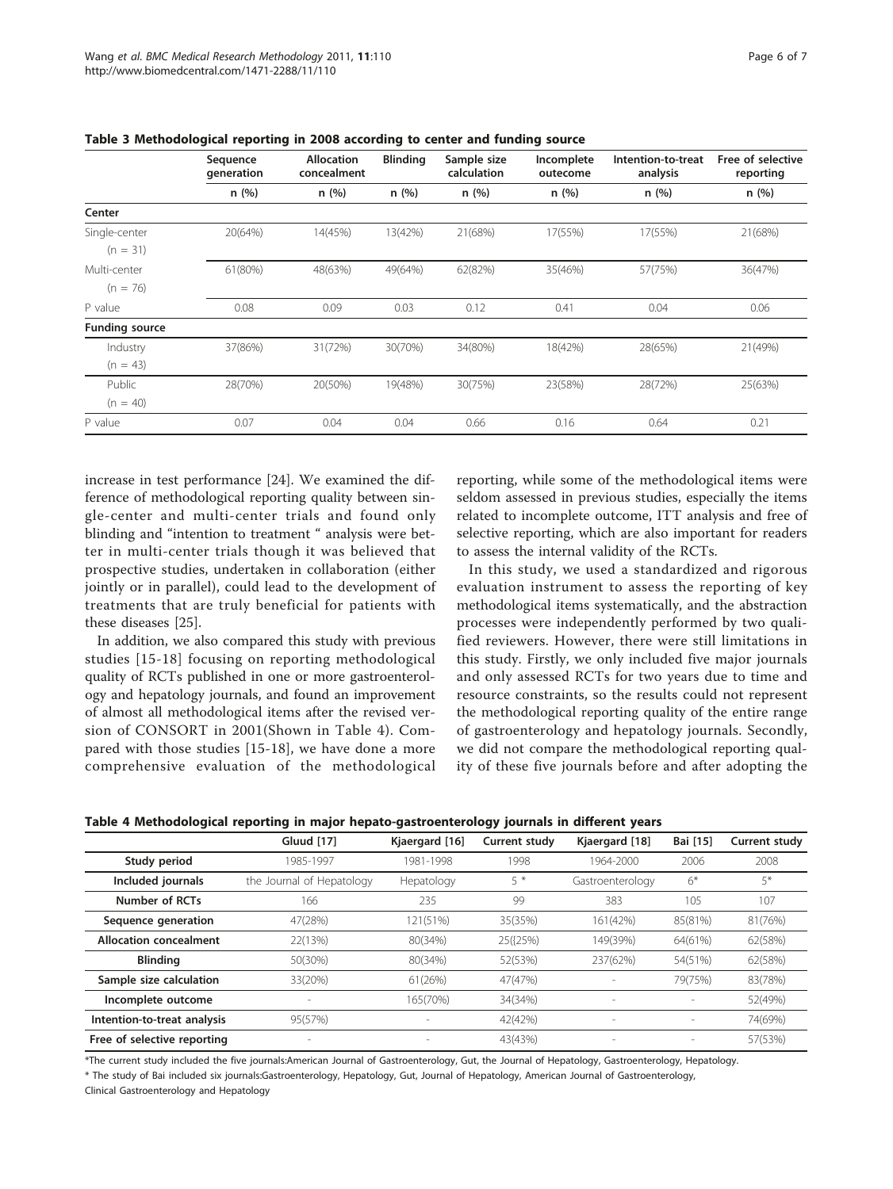**Table 3 Methodological reporting in 2008 according to center and funding source**

| | Sequence generation | Allocation concealment | Blinding | Sample size calculation | Incomplete outecome | Intention-to-treat analysis | Free of selective reporting |
|---|---|---|---|---|---|---|---|
| | n (%) | n (%) | n (%) | n (%) | n (%) | n (%) | n (%) |
| **Center** | | | | | | | |
| Single-center (n = 31) | 20(64%) | 14(45%) | 13(42%) | 21(68%) | 17(55%) | 17(55%) | 21(68%) |
| Multi-center (n = 76) | 61(80%) | 48(63%) | 49(64%) | 62(82%) | 35(46%) | 57(75%) | 36(47%) |
| P value | 0.08 | 0.09 | 0.03 | 0.12 | 0.41 | 0.04 | 0.06 |
| **Funding source** | | | | | | | |
| Industry (n = 43) | 37(86%) | 31(72%) | 30(70%) | 34(80%) | 18(42%) | 28(65%) | 21(49%) |
| Public (n = 40) | 28(70%) | 20(50%) | 19(48%) | 30(75%) | 23(58%) | 28(72%) | 25(63%) |
| P value | 0.07 | 0.04 | 0.04 | 0.66 | 0.16 | 0.64 | 0.21 |

increase in test performance [24]. We examined the difference of methodological reporting quality between single-center and multi-center trials and found only blinding and "intention to treatment " analysis were better in multi-center trials though it was believed that prospective studies, undertaken in collaboration (either jointly or in parallel), could lead to the development of treatments that are truly beneficial for patients with these diseases [25].

In addition, we also compared this study with previous studies [15-18] focusing on reporting methodological quality of RCTs published in one or more gastroenterology and hepatology journals, and found an improvement of almost all methodological items after the revised version of CONSORT in 2001(Shown in Table 4). Compared with those studies [15-18], we have done a more comprehensive evaluation of the methodological reporting, while some of the methodological items were seldom assessed in previous studies, especially the items related to incomplete outcome, ITT analysis and free of selective reporting, which are also important for readers to assess the internal validity of the RCTs.

In this study, we used a standardized and rigorous evaluation instrument to assess the reporting of key methodological items systematically, and the abstraction processes were independently performed by two qualified reviewers. However, there were still limitations in this study. Firstly, we only included five major journals and only assessed RCTs for two years due to time and resource constraints, so the results could not represent the methodological reporting quality of the entire range of gastroenterology and hepatology journals. Secondly, we did not compare the methodological reporting quality of these five journals before and after adopting the

**Table 4 Methodological reporting in major hepato-gastroenterology journals in different years**

| | Gluud [17] | Kjaergard [16] | Current study | Kjaergard [18] | Bai [15] | Current study |
|---|---|---|---|---|---|---|
| **Study period** | 1985-1997 | 1981-1998 | 1998 | 1964-2000 | 2006 | 2008 |
| **Included journals** | the Journal of Hepatology | Hepatology | 5 * | Gastroenterology | 6* | 5* |
| **Number of RCTs** | 166 | 235 | 99 | 383 | 105 | 107 |
| **Sequence generation** | 47(28%) | 121(51%) | 35(35%) | 161(42%) | 85(81%) | 81(76%) |
| **Allocation concealment** | 22(13%) | 80(34%) | 25({25%) | 149(39%) | 64(61%) | 62(58%) |
| **Blinding** | 50(30%) | 80(34%) | 52(53%) | 237(62%) | 54(51%) | 62(58%) |
| **Sample size calculation** | 33(20%) | 61(26%) | 47(47%) | - | 79(75%) | 83(78%) |
| **Incomplete outcome** | - | 165(70%) | 34(34%) | - | - | 52(49%) |
| **Intention-to-treat analysis** | 95(57%) | - | 42(42%) | - | - | 74(69%) |
| **Free of selective reporting** | - | - | 43(43%) | - | - | 57(53%) |

*The current study included the five journals:American Journal of Gastroenterology, Gut, the Journal of Hepatology, Gastroenterology, Hepatology.

* The study of Bai included six journals:Gastroenterology, Hepatology, Gut, Journal of Hepatology, American Journal of Gastroenterology, Clinical Gastroenterology and Hepatology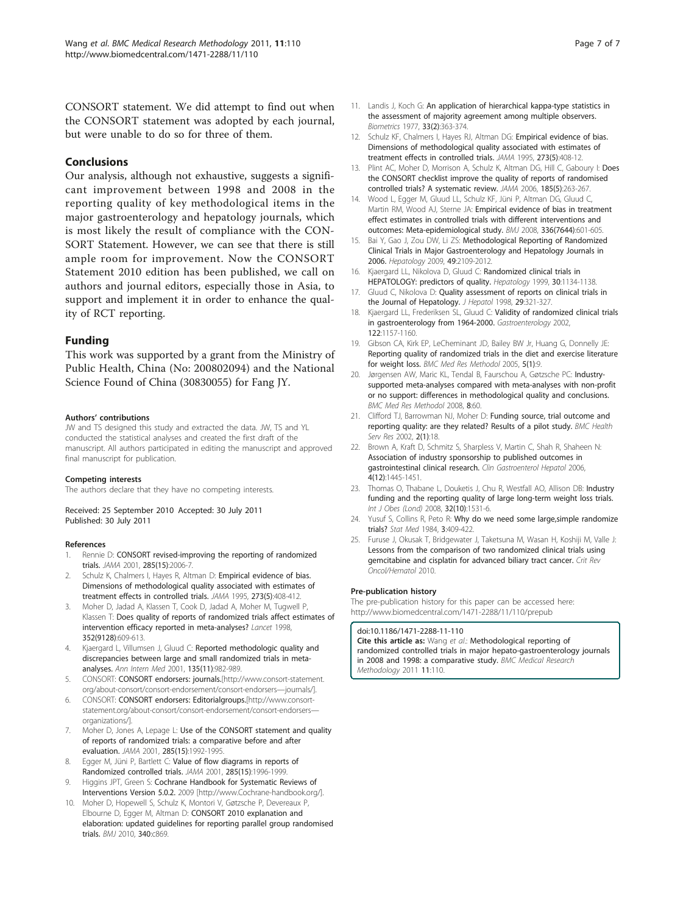CONSORT statement. We did attempt to find out when the CONSORT statement was adopted by each journal, but were unable to do so for three of them.

## Conclusions

Our analysis, although not exhaustive, suggests a significant improvement between 1998 and 2008 in the reporting quality of key methodological items in the major gastroenterology and hepatology journals, which is most likely the result of compliance with the CONSORT Statement. However, we can see that there is still ample room for improvement. Now the CONSORT Statement 2010 edition has been published, we call on authors and journal editors, especially those in Asia, to support and implement it in order to enhance the quality of RCT reporting.

## Funding

This work was supported by a grant from the Ministry of Public Health, China (No: 200802094) and the National Science Found of China (30830055) for Fang JY.

#### Authors' contributions

JW and TS designed this study and extracted the data. JW, TS and YL conducted the statistical analyses and created the first draft of the manuscript. All authors participated in editing the manuscript and approved final manuscript for publication.

#### Competing interests

The authors declare that they have no competing interests.

Received: 25 September 2010 Accepted: 30 July 2011
Published: 30 July 2011

#### References

1. Rennie D: **CONSORT revised-improving the reporting of randomized trials.** *JAMA* 2001, **285(15)**:2006-7.
2. Schulz K, Chalmers I, Hayes R, Altman D: **Empirical evidence of bias. Dimensions of methodological quality associated with estimates of treatment effects in controlled trials.** *JAMA* 1995, **273(5)**:408-412.
3. Moher D, Jadad A, Klassen T, Cook D, Jadad A, Moher M, Tugwell P, Klassen T: **Does quality of reports of randomized trials affect estimates of intervention efficacy reported in meta-analyses?** *Lancet* 1998, **352(9128)**:609-613.
4. Kjaergard L, Villumsen J, Gluud C: **Reported methodologic quality and discrepancies between large and small randomized trials in meta-analyses.** *Ann Intern Med* 2001, **135(11)**:982-989.
5. CONSORT: **CONSORT endorsers: journals.**[http://www.consort-statement.org/about-consort/consort-endorsement/consort-endorsers—journals/].
6. CONSORT: **CONSORT endorsers: Editorialgroups.**[http://www.consort-statement.org/about-consort/consort-endorsement/consort-endorsers—organizations/].
7. Moher D, Jones A, Lepage L: **Use of the CONSORT statement and quality of reports of randomized trials: a comparative before and after evaluation.** *JAMA* 2001, **285(15)**:1992-1995.
8. Egger M, Jüni P, Bartlett C: **Value of flow diagrams in reports of Randomized controlled trials.** *JAMA* 2001, **285(15)**:1996-1999.
9. Higgins JPT, Green S: **Cochrane Handbook for Systematic Reviews of Interventions Version 5.0.2.** 2009 [http://www.Cochrane-handbook.org/].
10. Moher D, Hopewell S, Schulz K, Montori V, Gøtzsche P, Devereaux P, Elbourne D, Egger M, Altman D: **CONSORT 2010 explanation and elaboration: updated guidelines for reporting parallel group randomised trials.** *BMJ* 2010, **340**:c869.
11. Landis J, Koch G: **An application of hierarchical kappa-type statistics in the assessment of majority agreement among multiple observers.** *Biometrics* 1977, **33(2)**:363-374.
12. Schulz KF, Chalmers I, Hayes RJ, Altman DG: **Empirical evidence of bias. Dimensions of methodological quality associated with estimates of treatment effects in controlled trials.** *JAMA* 1995, **273(5)**:408-12.
13. Plint AC, Moher D, Morrison A, Schulz K, Altman DG, Hill C, Gaboury I: **Does the CONSORT checklist improve the quality of reports of randomised controlled trials? A systematic review.** *JAMA* 2006, **185(5)**:263-267.
14. Wood L, Egger M, Gluud LL, Schulz KF, Jüni P, Altman DG, Gluud C, Martin RM, Wood AJ, Sterne JA: **Empirical evidence of bias in treatment effect estimates in controlled trials with different interventions and outcomes: Meta-epidemiological study.** *BMJ* 2008, **336(7644)**:601-605.
15. Bai Y, Gao J, Zou DW, Li ZS: **Methodological Reporting of Randomized Clinical Trials in Major Gastroenterology and Hepatology Journals in 2006.** *Hepatology* 2009, **49**:2109-2012.
16. Kjaergard LL, Nikolova D, Gluud C: **Randomized clinical trials in HEPATOLOGY: predictors of quality.** *Hepatology* 1999, **30**:1134-1138.
17. Gluud C, Nikolova D: **Quality assessment of reports on clinical trials in the Journal of Hepatology.** *J Hepatol* 1998, **29**:321-327.
18. Kjaergard LL, Frederiksen SL, Gluud C: **Validity of randomized clinical trials in gastroenterology from 1964-2000.** *Gastroenterology* 2002, **122**:1157-1160.
19. Gibson CA, Kirk EP, LeCheminant JD, Bailey BW Jr, Huang G, Donnelly JE: **Reporting quality of randomized trials in the diet and exercise literature for weight loss.** *BMC Med Res Methodol* 2005, **5(1)**:9.
20. Jørgensen AW, Maric KL, Tendal B, Faurschou A, Gøtzsche PC: **Industry-supported meta-analyses compared with meta-analyses with non-profit or no support: differences in methodological quality and conclusions.** *BMC Med Res Methodol* 2008, **8**:60.
21. Clifford TJ, Barrowman NJ, Moher D: **Funding source, trial outcome and reporting quality: are they related? Results of a pilot study.** *BMC Health Serv Res* 2002, **2(1)**:18.
22. Brown A, Kraft D, Schmitz S, Sharpless V, Martin C, Shah R, Shaheen N: **Association of industry sponsorship to published outcomes in gastrointestinal clinical research.** *Clin Gastroenterol Hepatol* 2006, **4(12)**:1445-1451.
23. Thomas O, Thabane L, Douketis J, Chu R, Westfall AO, Allison DB: **Industry funding and the reporting quality of large long-term weight loss trials.** *Int J Obes (Lond)* 2008, **32(10)**:1531-6.
24. Yusuf S, Collins R, Peto R: **Why do we need some large,simple randomize trials?** *Stat Med* 1984, **3**:409-422.
25. Furuse J, Okusak T, Bridgewater J, Taketsuna M, Wasan H, Koshiji M, Valle J: **Lessons from the comparison of two randomized clinical trials using gemcitabine and cisplatin for advanced biliary tract cancer.** *Crit Rev Oncol/Hematol* 2010.

#### Pre-publication history

The pre-publication history for this paper can be accessed here:
http://www.biomedcentral.com/1471-2288/11/110/prepub

doi:10.1186/1471-2288-11-110

**Cite this article as:** Wang *et al.*: Methodological reporting of randomized controlled trials in major hepato-gastroenterology journals in 2008 and 1998: a comparative study. *BMC Medical Research Methodology* 2011 **11**:110.